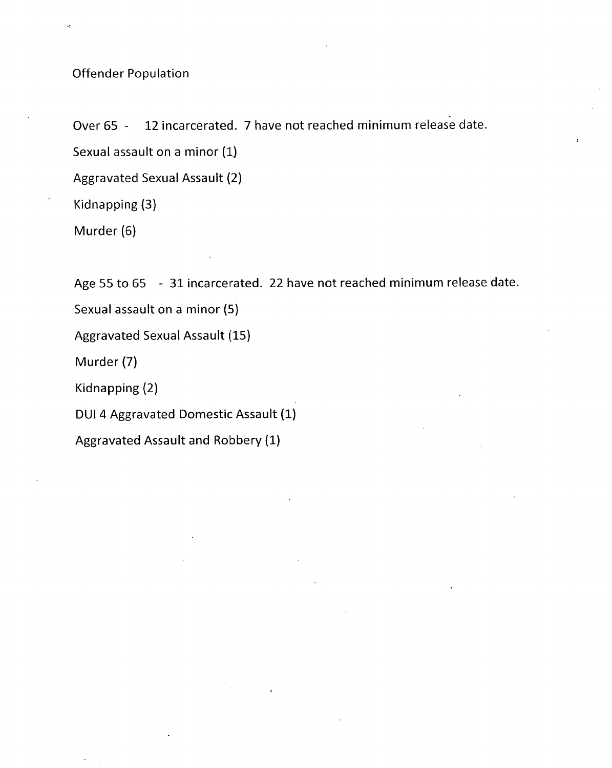Offender Population

Over 65 - 12 incarcerated. 7 have not reached minimum release date.

Sexual assault on a minor (1)

Aggravated Sexual Assault (2)

Kidnapping (3)

Murder (6)

Age 55 to 65 - 31 incarcerated. 22 have not reached minimum release date.

Sexual assault on a minor (5)

Aggravated Sexual Assault (15)

Murder (7)

Kidnapping (2)

DUI 4 Aggravated Domestic Assault (1)

Aggravated Assault and Robbery (1)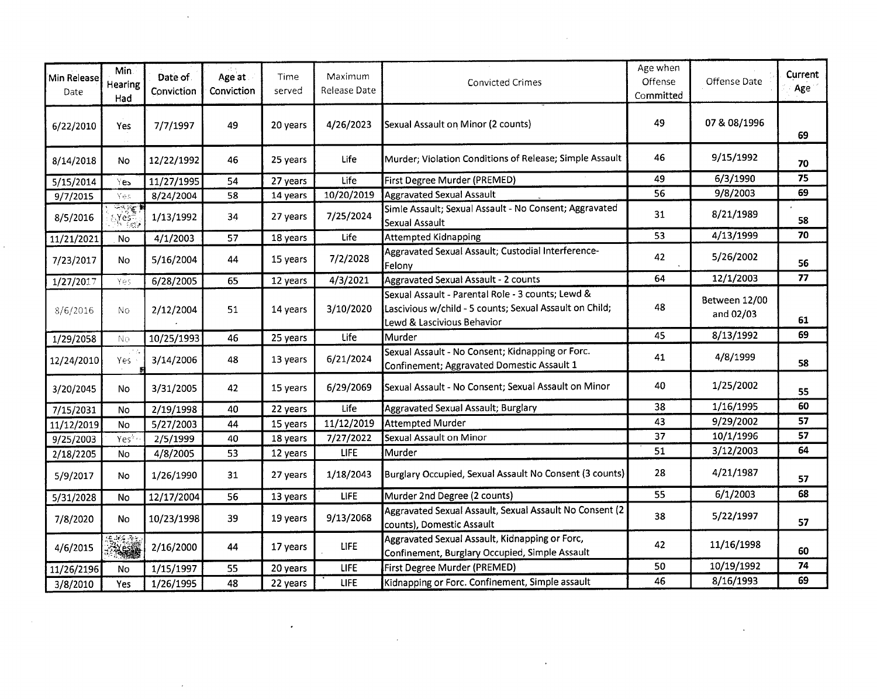| Min Release Date | Min Hearing Had | Date of Conviction | Age at Conviction | Time served | Maximum Release Date | Convicted Crimes | Age when Offense Committed | Offense Date | Current Age |
|---|---|---|---|---|---|---|---|---|---|
| 6/22/2010 | Yes | 7/7/1997 | 49 | 20 years | 4/26/2023 | Sexual Assault on Minor (2 counts) | 49 | 07 & 08/1996 | 69 |
| 8/14/2018 | No | 12/22/1992 | 46 | 25 years | Life | Murder; Violation Conditions of Release; Simple Assault | 46 | 9/15/1992 | 70 |
| 5/15/2014 | Yes | 11/27/1995 | 54 | 27 years | Life | First Degree Murder (PREMED) | 49 | 6/3/1990 | 75 |
| 9/7/2015 | Yes | 8/24/2004 | 58 | 14 years | 10/20/2019 | Aggravated Sexual Assault | 56 | 9/8/2003 | 69 |
| 8/5/2016 | Yes | 1/13/1992 | 34 | 27 years | 7/25/2024 | Simle Assault; Sexual Assault - No Consent; Aggravated Sexual Assault | 31 | 8/21/1989 | 58 |
| 11/21/2021 | No | 4/1/2003 | 57 | 18 years | Life | Attempted Kidnapping | 53 | 4/13/1999 | 70 |
| 7/23/2017 | No | 5/16/2004 | 44 | 15 years | 7/2/2028 | Aggravated Sexual Assault; Custodial Interference-Felony | 42 | 5/26/2002 | 56 |
| 1/27/2017 | Yes | 6/28/2005 | 65 | 12 years | 4/3/2021 | Aggravated Sexual Assault - 2 counts | 64 | 12/1/2003 | 77 |
| 8/6/2016 | No | 2/12/2004 | 51 | 14 years | 3/10/2020 | Sexual Assault - Parental Role - 3 counts; Lewd & Lascivious w/child - 5 counts; Sexual Assault on Child; Lewd & Lascivious Behavior | 48 | Between 12/00 and 02/03 | 61 |
| 1/29/2058 | No | 10/25/1993 | 46 | 25 years | Life | Murder | 45 | 8/13/1992 | 69 |
| 12/24/2010 | Yes | 3/14/2006 | 48 | 13 years | 6/21/2024 | Sexual Assault - No Consent; Kidnapping or Forc. Confinement; Aggravated Domestic Assault 1 | 41 | 4/8/1999 | 58 |
| 3/20/2045 | No | 3/31/2005 | 42 | 15 years | 6/29/2069 | Sexual Assault - No Consent; Sexual Assault on Minor | 40 | 1/25/2002 | 55 |
| 7/15/2031 | No | 2/19/1998 | 40 | 22 years | Life | Aggravated Sexual Assault; Burglary | 38 | 1/16/1995 | 60 |
| 11/12/2019 | No | 5/27/2003 | 44 | 15 years | 11/12/2019 | Attempted Murder | 43 | 9/29/2002 | 57 |
| 9/25/2003 | Yes | 2/5/1999 | 40 | 18 years | 7/27/2022 | Sexual Assault on Minor | 37 | 10/1/1996 | 57 |
| 2/18/2205 | No | 4/8/2005 | 53 | 12 years | LIFE | Murder | 51 | 3/12/2003 | 64 |
| 5/9/2017 | No | 1/26/1990 | 31 | 27 years | 1/18/2043 | Burglary Occupied, Sexual Assault No Consent (3 counts) | 28 | 4/21/1987 | 57 |
| 5/31/2028 | No | 12/17/2004 | 56 | 13 years | LIFE | Murder 2nd Degree (2 counts) | 55 | 6/1/2003 | 68 |
| 7/8/2020 | No | 10/23/1998 | 39 | 19 years | 9/13/2068 | Aggravated Sexual Assault, Sexual Assault No Consent (2 counts), Domestic Assault | 38 | 5/22/1997 | 57 |
| 4/6/2015 | Yes | 2/16/2000 | 44 | 17 years | LIFE | Aggravated Sexual Assault, Kidnapping or Forc, Confinement, Burglary Occupied, Simple Assault | 42 | 11/16/1998 | 60 |
| 11/26/2196 | No | 1/15/1997 | 55 | 20 years | LIFE | First Degree Murder (PREMED) | 50 | 10/19/1992 | 74 |
| 3/8/2010 | Yes | 1/26/1995 | 48 | 22 years | LIFE | Kidnapping or Forc. Confinement, Simple assault | 46 | 8/16/1993 | 69 |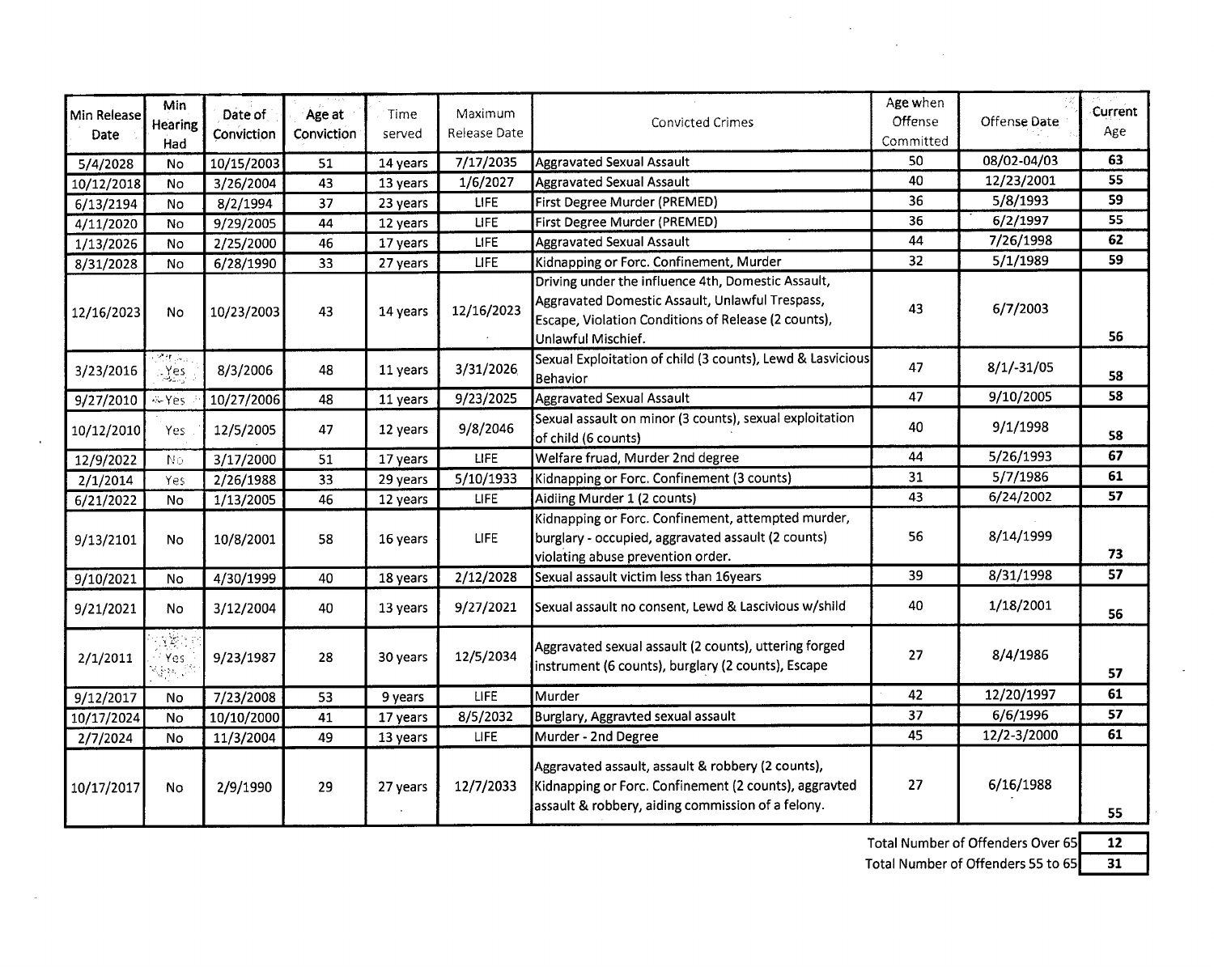| Min Release Date | Min Hearing Had | Date of Conviction | Age at Conviction | Time served | Maximum Release Date | Convicted Crimes | Age when Offense Committed | Offense Date | Current Age |
|---|---|---|---|---|---|---|---|---|---|
| 5/4/2028 | No | 10/15/2003 | 51 | 14 years | 7/17/2035 | Aggravated Sexual Assault | 50 | 08/02-04/03 | 63 |
| 10/12/2018 | No | 3/26/2004 | 43 | 13 years | 1/6/2027 | Aggravated Sexual Assault | 40 | 12/23/2001 | 55 |
| 6/13/2194 | No | 8/2/1994 | 37 | 23 years | LIFE | First Degree Murder (PREMED) | 36 | 5/8/1993 | 59 |
| 4/11/2020 | No | 9/29/2005 | 44 | 12 years | LIFE | First Degree Murder (PREMED) | 36 | 6/2/1997 | 55 |
| 1/13/2026 | No | 2/25/2000 | 46 | 17 years | LIFE | Aggravated Sexual Assault | 44 | 7/26/1998 | 62 |
| 8/31/2028 | No | 6/28/1990 | 33 | 27 years | LIFE | Kidnapping or Forc. Confinement, Murder | 32 | 5/1/1989 | 59 |
| 12/16/2023 | No | 10/23/2003 | 43 | 14 years | 12/16/2023 | Driving under the influence 4th, Domestic Assault, Aggravated Domestic Assault, Unlawful Trespass, Escape, Violation Conditions of Release (2 counts), Unlawful Mischief. | 43 | 6/7/2003 | 56 |
| 3/23/2016 | Yes | 8/3/2006 | 48 | 11 years | 3/31/2026 | Sexual Exploitation of child (3 counts), Lewd & Lasvicious Behavior | 47 | 8/1/-31/05 | 58 |
| 9/27/2010 | Yes | 10/27/2006 | 48 | 11 years | 9/23/2025 | Aggravated Sexual Assault | 47 | 9/10/2005 | 58 |
| 10/12/2010 | Yes | 12/5/2005 | 47 | 12 years | 9/8/2046 | Sexual assault on minor (3 counts), sexual exploitation of child (6 counts) | 40 | 9/1/1998 | 58 |
| 12/9/2022 | No | 3/17/2000 | 51 | 17 years | LIFE | Welfare fruad, Murder 2nd degree | 44 | 5/26/1993 | 67 |
| 2/1/2014 | Yes | 2/26/1988 | 33 | 29 years | 5/10/1933 | Kidnapping or Forc. Confinement (3 counts) | 31 | 5/7/1986 | 61 |
| 6/21/2022 | No | 1/13/2005 | 46 | 12 years | LIFE | Aidiing Murder 1 (2 counts) | 43 | 6/24/2002 | 57 |
| 9/13/2101 | No | 10/8/2001 | 58 | 16 years | LIFE | Kidnapping or Forc. Confinement, attempted murder, burglary - occupied, aggravated assault (2 counts) violating abuse prevention order. | 56 | 8/14/1999 | 73 |
| 9/10/2021 | No | 4/30/1999 | 40 | 18 years | 2/12/2028 | Sexual assault victim less than 16years | 39 | 8/31/1998 | 57 |
| 9/21/2021 | No | 3/12/2004 | 40 | 13 years | 9/27/2021 | Sexual assault no consent, Lewd & Lascivious w/shild | 40 | 1/18/2001 | 56 |
| 2/1/2011 | Yes | 9/23/1987 | 28 | 30 years | 12/5/2034 | Aggravated sexual assault (2 counts), uttering forged instrument (6 counts), burglary (2 counts), Escape | 27 | 8/4/1986 | 57 |
| 9/12/2017 | No | 7/23/2008 | 53 | 9 years | LIFE | Murder | 42 | 12/20/1997 | 61 |
| 10/17/2024 | No | 10/10/2000 | 41 | 17 years | 8/5/2032 | Burglary, Aggravted sexual assault | 37 | 6/6/1996 | 57 |
| 2/7/2024 | No | 11/3/2004 | 49 | 13 years | LIFE | Murder - 2nd Degree | 45 | 12/2-3/2000 | 61 |
| 10/17/2017 | No | 2/9/1990 | 29 | 27 years | 12/7/2033 | Aggravated assault, assault & robbery (2 counts), Kidnapping or Forc. Confinement (2 counts), aggravted assault & robbery, aiding commission of a felony. | 27 | 6/16/1988 | 55 |

| | |
|---|---|
| Total Number of Offenders Over 65 | 12 |
| Total Number of Offenders 55 to 65 | 31 |